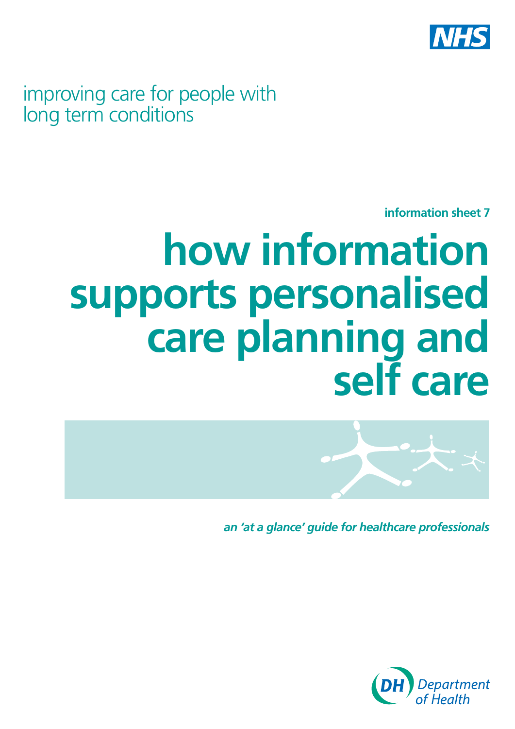NHS

improving care for people with long term conditions

**information sheet 7**

# how information supports personalised care planning and self care

***an 'at a glance' guide for healthcare professionals***

Department of Health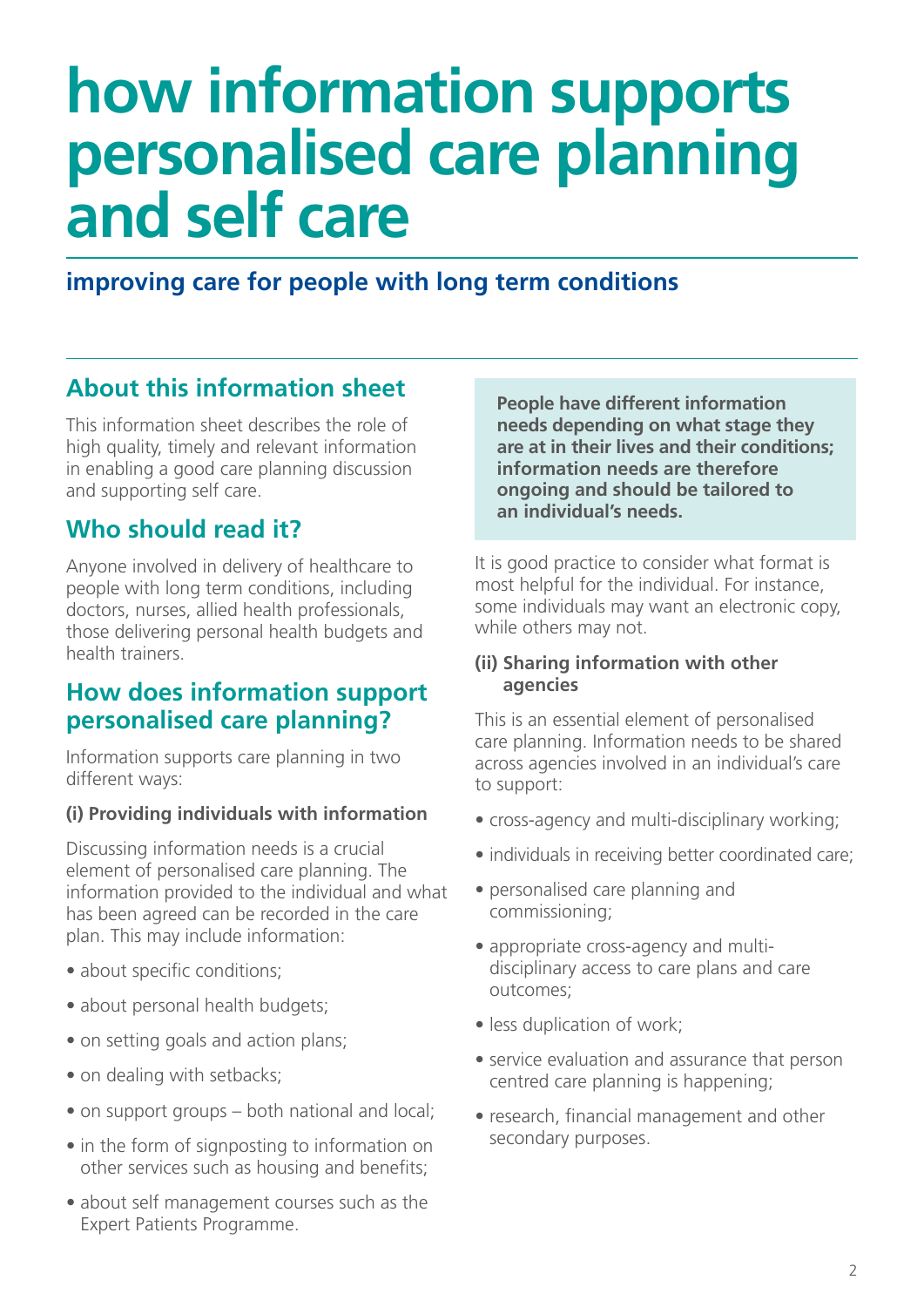# how information supports personalised care planning and self care

## improving care for people with long term conditions

## About this information sheet

This information sheet describes the role of high quality, timely and relevant information in enabling a good care planning discussion and supporting self care.

## Who should read it?

Anyone involved in delivery of healthcare to people with long term conditions, including doctors, nurses, allied health professionals, those delivering personal health budgets and health trainers.

## How does information support personalised care planning?

Information supports care planning in two different ways:

**(i) Providing individuals with information**

Discussing information needs is a crucial element of personalised care planning. The information provided to the individual and what has been agreed can be recorded in the care plan. This may include information:

- about specific conditions;
- about personal health budgets;
- on setting goals and action plans;
- on dealing with setbacks;
- on support groups – both national and local;
- in the form of signposting to information on other services such as housing and benefits;
- about self management courses such as the Expert Patients Programme.

**People have different information needs depending on what stage they are at in their lives and their conditions; information needs are therefore ongoing and should be tailored to an individual's needs.**

It is good practice to consider what format is most helpful for the individual. For instance, some individuals may want an electronic copy, while others may not.

**(ii) Sharing information with other agencies**

This is an essential element of personalised care planning. Information needs to be shared across agencies involved in an individual's care to support:

- cross-agency and multi-disciplinary working;
- individuals in receiving better coordinated care;
- personalised care planning and commissioning;
- appropriate cross-agency and multi-disciplinary access to care plans and care outcomes;
- less duplication of work;
- service evaluation and assurance that person centred care planning is happening;
- research, financial management and other secondary purposes.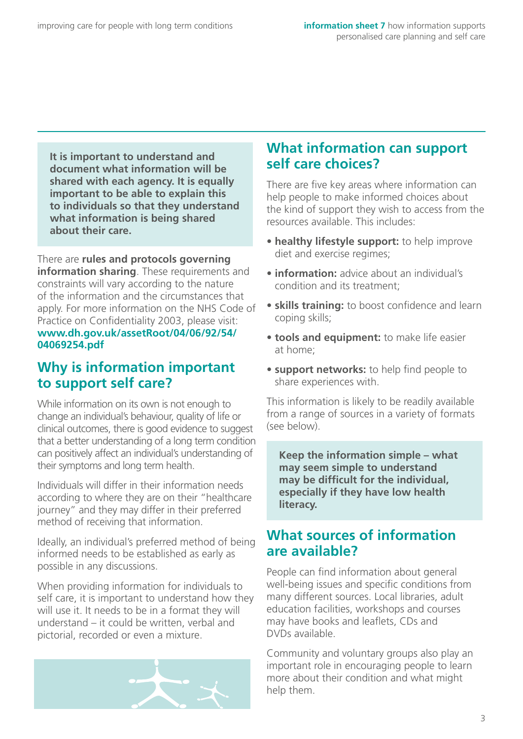**It is important to understand and document what information will be shared with each agency. It is equally important to be able to explain this to individuals so that they understand what information is being shared about their care.**

There are **rules and protocols governing information sharing**. These requirements and constraints will vary according to the nature of the information and the circumstances that apply. For more information on the NHS Code of Practice on Confidentiality 2003, please visit: **www.dh.gov.uk/assetRoot/04/06/92/54/04069254.pdf**

## Why is information important to support self care?

While information on its own is not enough to change an individual's behaviour, quality of life or clinical outcomes, there is good evidence to suggest that a better understanding of a long term condition can positively affect an individual's understanding of their symptoms and long term health.

Individuals will differ in their information needs according to where they are on their "healthcare journey" and they may differ in their preferred method of receiving that information.

Ideally, an individual's preferred method of being informed needs to be established as early as possible in any discussions.

When providing information for individuals to self care, it is important to understand how they will use it. It needs to be in a format they will understand – it could be written, verbal and pictorial, recorded or even a mixture.

## What information can support self care choices?

There are five key areas where information can help people to make informed choices about the kind of support they wish to access from the resources available. This includes:

- **healthy lifestyle support:** to help improve diet and exercise regimes;
- **information:** advice about an individual's condition and its treatment;
- **skills training:** to boost confidence and learn coping skills;
- **tools and equipment:** to make life easier at home;
- **support networks:** to help find people to share experiences with.

This information is likely to be readily available from a range of sources in a variety of formats (see below).

**Keep the information simple – what may seem simple to understand may be difficult for the individual, especially if they have low health literacy.**

## What sources of information are available?

People can find information about general well-being issues and specific conditions from many different sources. Local libraries, adult education facilities, workshops and courses may have books and leaflets, CDs and DVDs available.

Community and voluntary groups also play an important role in encouraging people to learn more about their condition and what might help them.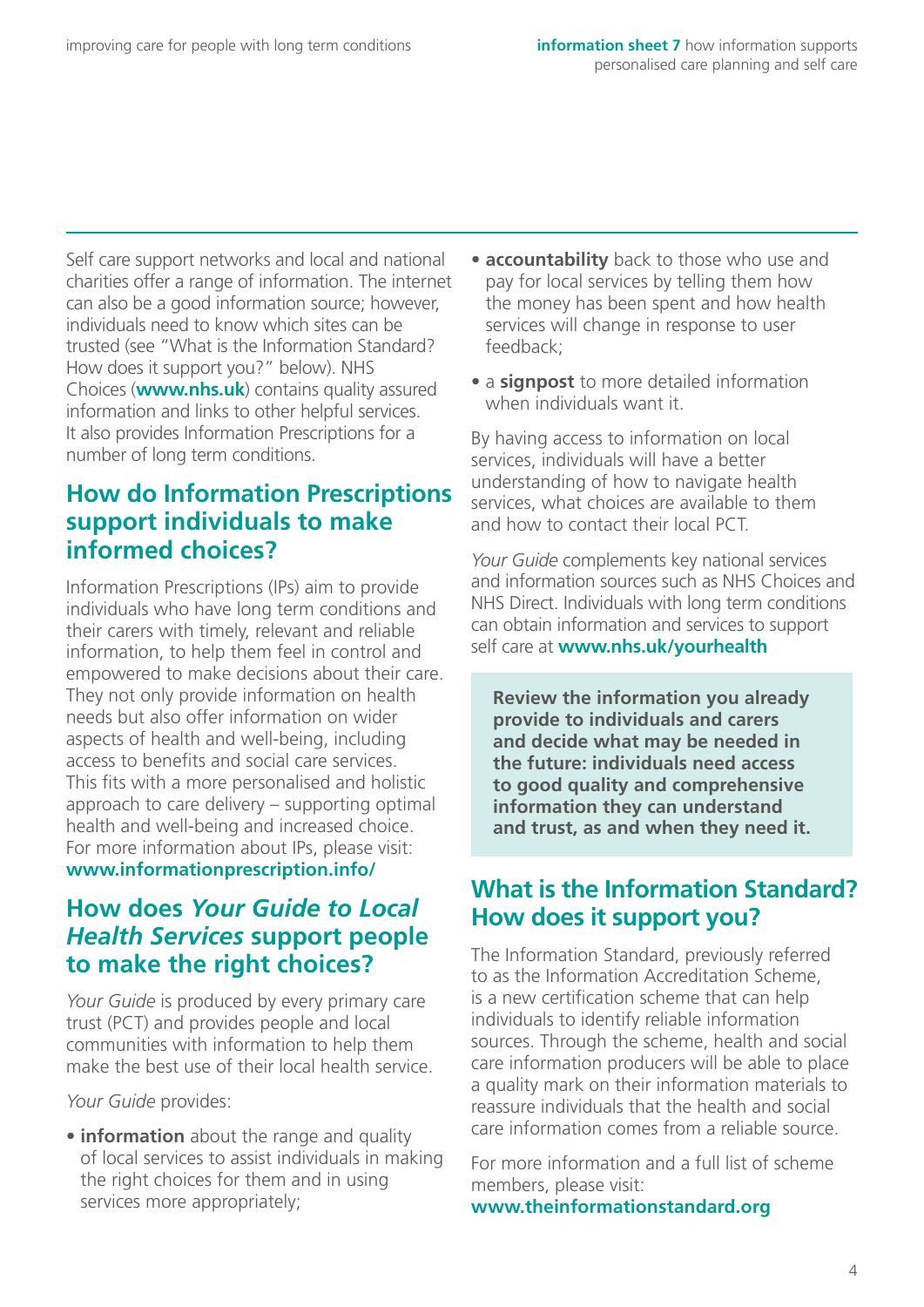Self care support networks and local and national charities offer a range of information. The internet can also be a good information source; however, individuals need to know which sites can be trusted (see "What is the Information Standard? How does it support you?" below). NHS Choices (**www.nhs.uk**) contains quality assured information and links to other helpful services. It also provides Information Prescriptions for a number of long term conditions.

## How do Information Prescriptions support individuals to make informed choices?

Information Prescriptions (IPs) aim to provide individuals who have long term conditions and their carers with timely, relevant and reliable information, to help them feel in control and empowered to make decisions about their care. They not only provide information on health needs but also offer information on wider aspects of health and well-being, including access to benefits and social care services. This fits with a more personalised and holistic approach to care delivery – supporting optimal health and well-being and increased choice. For more information about IPs, please visit: **www.informationprescription.info/**

## How does *Your Guide to Local Health Services* support people to make the right choices?

*Your Guide* is produced by every primary care trust (PCT) and provides people and local communities with information to help them make the best use of their local health service.

*Your Guide* provides:

- **information** about the range and quality of local services to assist individuals in making the right choices for them and in using services more appropriately;
- **accountability** back to those who use and pay for local services by telling them how the money has been spent and how health services will change in response to user feedback;
- a **signpost** to more detailed information when individuals want it.

By having access to information on local services, individuals will have a better understanding of how to navigate health services, what choices are available to them and how to contact their local PCT.

*Your Guide* complements key national services and information sources such as NHS Choices and NHS Direct. Individuals with long term conditions can obtain information and services to support self care at **www.nhs.uk/yourhealth**

**Review the information you already provide to individuals and carers and decide what may be needed in the future: individuals need access to good quality and comprehensive information they can understand and trust, as and when they need it.**

## What is the Information Standard? How does it support you?

The Information Standard, previously referred to as the Information Accreditation Scheme, is a new certification scheme that can help individuals to identify reliable information sources. Through the scheme, health and social care information producers will be able to place a quality mark on their information materials to reassure individuals that the health and social care information comes from a reliable source.

For more information and a full list of scheme members, please visit:
**www.theinformationstandard.org**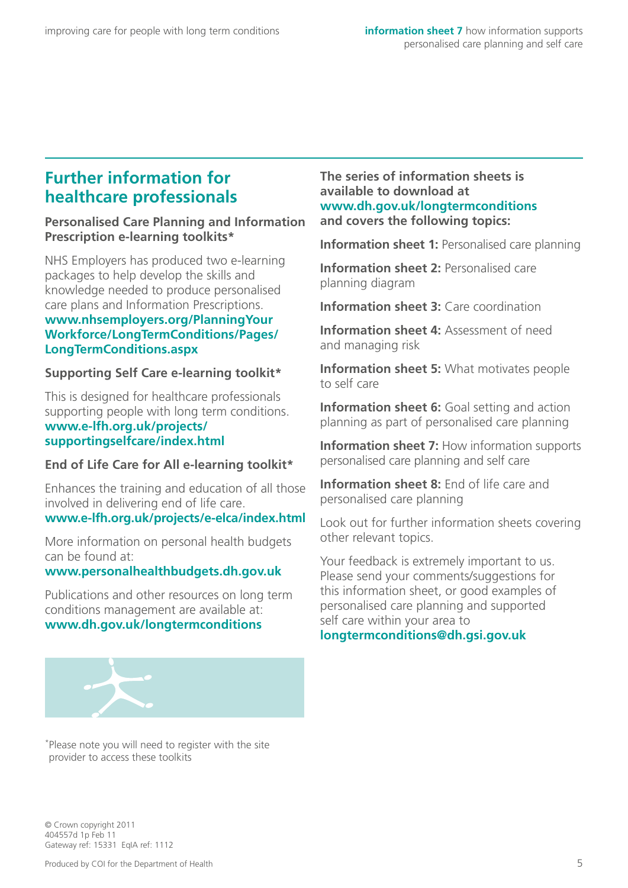## Further information for healthcare professionals

**Personalised Care Planning and Information Prescription e-learning toolkits***

NHS Employers has produced two e-learning packages to help develop the skills and knowledge needed to produce personalised care plans and Information Prescriptions.
**www.nhsemployers.org/PlanningYourWorkforce/LongTermConditions/Pages/LongTermConditions.aspx**

**Supporting Self Care e-learning toolkit***

This is designed for healthcare professionals supporting people with long term conditions.
**www.e-lfh.org.uk/projects/supportingselfcare/index.html**

**End of Life Care for All e-learning toolkit***

Enhances the training and education of all those involved in delivering end of life care.
**www.e-lfh.org.uk/projects/e-elca/index.html**

More information on personal health budgets can be found at:
**www.personalhealthbudgets.dh.gov.uk**

Publications and other resources on long term conditions management are available at:
**www.dh.gov.uk/longtermconditions**

*Please note you will need to register with the site provider to access these toolkits

**The series of information sheets is available to download at www.dh.gov.uk/longtermconditions and covers the following topics:**

**Information sheet 1:** Personalised care planning

**Information sheet 2:** Personalised care planning diagram

**Information sheet 3:** Care coordination

**Information sheet 4:** Assessment of need and managing risk

**Information sheet 5:** What motivates people to self care

**Information sheet 6:** Goal setting and action planning as part of personalised care planning

**Information sheet 7:** How information supports personalised care planning and self care

**Information sheet 8:** End of life care and personalised care planning

Look out for further information sheets covering other relevant topics.

Your feedback is extremely important to us. Please send your comments/suggestions for this information sheet, or good examples of personalised care planning and supported self care within your area to
**longtermconditions@dh.gsi.gov.uk**

© Crown copyright 2011
404557d 1p Feb 11
Gateway ref: 15331 EqIA ref: 1112

Produced by COI for the Department of Health